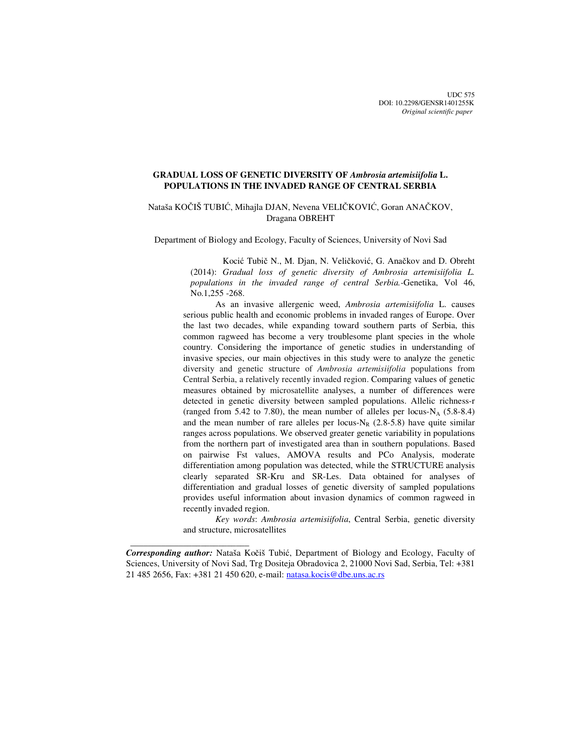UDC 575
DOI: 10.2298/GENSR1401255K
*Original scientific paper*

# GRADUAL LOSS OF GENETIC DIVERSITY OF *Ambrosia artemisiifolia* L. POPULATIONS IN THE INVADED RANGE OF CENTRAL SERBIA

Nataša KOČIŠ TUBIĆ, Mihajla DJAN, Nevena VELIČKOVIĆ, Goran ANAČKOV, Dragana OBREHT

Department of Biology and Ecology, Faculty of Sciences, University of Novi Sad

Kocić Tubič N., M. Djan, N. Veličković, G. Anačkov and D. Obreht (2014): *Gradual loss of genetic diversity of Ambrosia artemisiifolia L. populations in the invaded range of central Serbia.*-Genetika, Vol 46, No.1,255 -268.

As an invasive allergenic weed, *Ambrosia artemisiifolia* L. causes serious public health and economic problems in invaded ranges of Europe. Over the last two decades, while expanding toward southern parts of Serbia, this common ragweed has become a very troublesome plant species in the whole country. Considering the importance of genetic studies in understanding of invasive species, our main objectives in this study were to analyze the genetic diversity and genetic structure of *Ambrosia artemisiifolia* populations from Central Serbia, a relatively recently invaded region. Comparing values of genetic measures obtained by microsatellite analyses, a number of differences were detected in genetic diversity between sampled populations. Allelic richness-r (ranged from 5.42 to 7.80), the mean number of alleles per locus-$N_A$ (5.8-8.4) and the mean number of rare alleles per locus-$N_R$ (2.8-5.8) have quite similar ranges across populations. We observed greater genetic variability in populations from the northern part of investigated area than in southern populations. Based on pairwise Fst values, AMOVA results and PCo Analysis, moderate differentiation among population was detected, while the STRUCTURE analysis clearly separated SR-Kru and SR-Les. Data obtained for analyses of differentiation and gradual losses of genetic diversity of sampled populations provides useful information about invasion dynamics of common ragweed in recently invaded region.

*Key words*: *Ambrosia artemisiifolia*, Central Serbia, genetic diversity and structure, microsatellites

---

***Corresponding author:*** Nataša Kočiš Tubić, Department of Biology and Ecology, Faculty of Sciences, University of Novi Sad, Trg Dositeja Obradovica 2, 21000 Novi Sad, Serbia, Tel: +381 21 485 2656, Fax: +381 21 450 620, e-mail: natasa.kocis@dbe.uns.ac.rs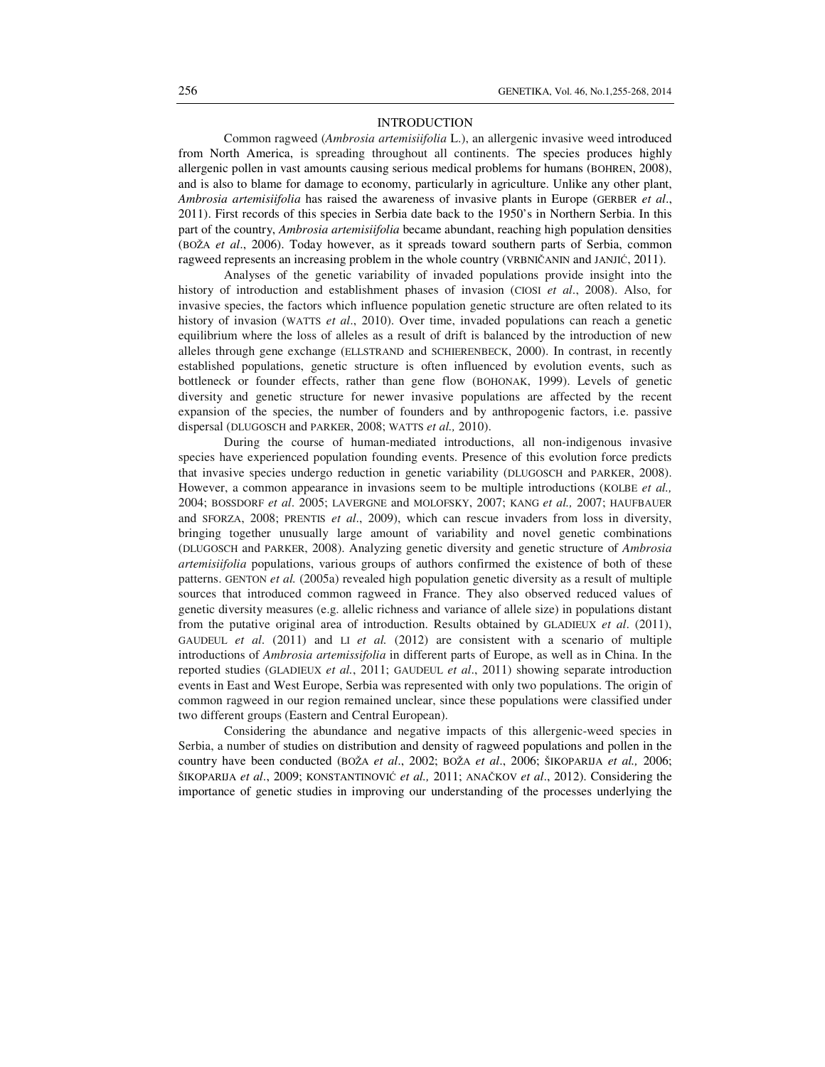## INTRODUCTION

Common ragweed (*Ambrosia artemisiifolia* L.), an allergenic invasive weed introduced from North America, is spreading throughout all continents. The species produces highly allergenic pollen in vast amounts causing serious medical problems for humans (BOHREN, 2008), and is also to blame for damage to economy, particularly in agriculture. Unlike any other plant, *Ambrosia artemisiifolia* has raised the awareness of invasive plants in Europe (GERBER *et al*., 2011). First records of this species in Serbia date back to the 1950's in Northern Serbia. In this part of the country, *Ambrosia artemisiifolia* became abundant, reaching high population densities (BOŽA *et al*., 2006). Today however, as it spreads toward southern parts of Serbia, common ragweed represents an increasing problem in the whole country (VRBNIČANIN and JANJIĆ, 2011).

Analyses of the genetic variability of invaded populations provide insight into the history of introduction and establishment phases of invasion (CIOSI *et al*., 2008). Also, for invasive species, the factors which influence population genetic structure are often related to its history of invasion (WATTS *et al*., 2010). Over time, invaded populations can reach a genetic equilibrium where the loss of alleles as a result of drift is balanced by the introduction of new alleles through gene exchange (ELLSTRAND and SCHIERENBECK, 2000). In contrast, in recently established populations, genetic structure is often influenced by evolution events, such as bottleneck or founder effects, rather than gene flow (BOHONAK, 1999). Levels of genetic diversity and genetic structure for newer invasive populations are affected by the recent expansion of the species, the number of founders and by anthropogenic factors, i.e. passive dispersal (DLUGOSCH and PARKER, 2008; WATTS *et al.,* 2010).

During the course of human-mediated introductions, all non-indigenous invasive species have experienced population founding events. Presence of this evolution force predicts that invasive species undergo reduction in genetic variability (DLUGOSCH and PARKER, 2008). However, a common appearance in invasions seem to be multiple introductions (KOLBE *et al.,* 2004; BOSSDORF *et al*. 2005; LAVERGNE and MOLOFSKY, 2007; KANG *et al.,* 2007; HAUFBAUER and SFORZA, 2008; PRENTIS *et al*., 2009), which can rescue invaders from loss in diversity, bringing together unusually large amount of variability and novel genetic combinations (DLUGOSCH and PARKER, 2008). Analyzing genetic diversity and genetic structure of *Ambrosia artemisiifolia* populations, various groups of authors confirmed the existence of both of these patterns. GENTON *et al.* (2005a) revealed high population genetic diversity as a result of multiple sources that introduced common ragweed in France. They also observed reduced values of genetic diversity measures (e.g. allelic richness and variance of allele size) in populations distant from the putative original area of introduction. Results obtained by GLADIEUX *et al*. (2011), GAUDEUL *et al*. (2011) and LI *et al.* (2012) are consistent with a scenario of multiple introductions of *Ambrosia artemissifolia* in different parts of Europe, as well as in China. In the reported studies (GLADIEUX *et al.*, 2011; GAUDEUL *et al*., 2011) showing separate introduction events in East and West Europe, Serbia was represented with only two populations. The origin of common ragweed in our region remained unclear, since these populations were classified under two different groups (Eastern and Central European).

Considering the abundance and negative impacts of this allergenic-weed species in Serbia, a number of studies on distribution and density of ragweed populations and pollen in the country have been conducted (BOŽA *et al*., 2002; BOŽA *et al*., 2006; ŠIKOPARIJA *et al.,* 2006; ŠIKOPARIJA *et al*., 2009; KONSTANTINOVIĆ *et al.,* 2011; ANAČKOV *et al*., 2012). Considering the importance of genetic studies in improving our understanding of the processes underlying the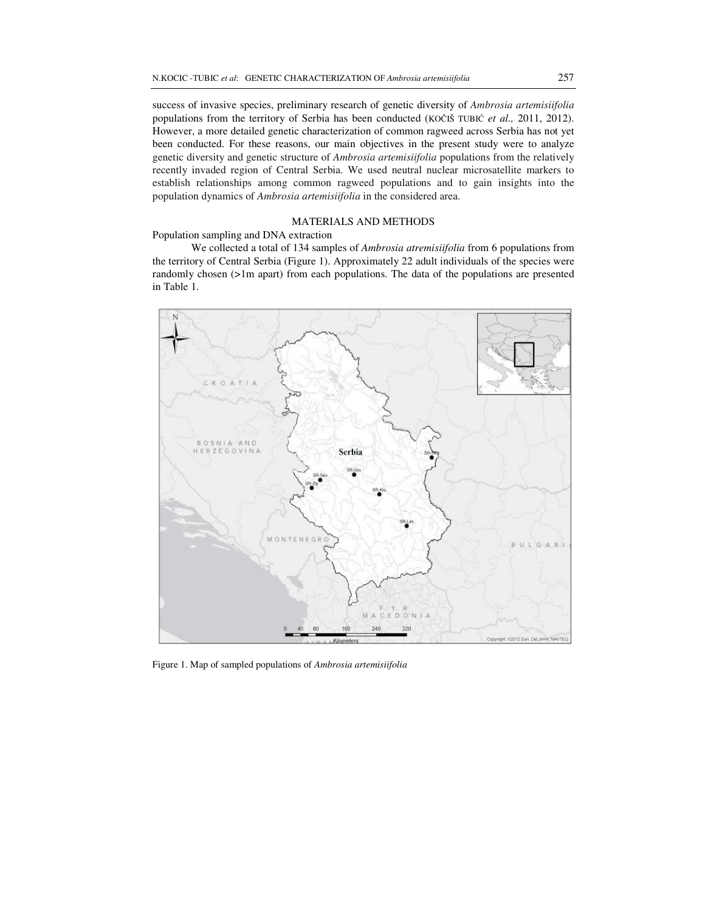success of invasive species, preliminary research of genetic diversity of *Ambrosia artemisiifolia* populations from the territory of Serbia has been conducted (KOČIŠ TUBIĆ *et al.,* 2011, 2012). However, a more detailed genetic characterization of common ragweed across Serbia has not yet been conducted. For these reasons, our main objectives in the present study were to analyze genetic diversity and genetic structure of *Ambrosia artemisiifolia* populations from the relatively recently invaded region of Central Serbia. We used neutral nuclear microsatellite markers to establish relationships among common ragweed populations and to gain insights into the population dynamics of *Ambrosia artemisiifolia* in the considered area.

## MATERIALS AND METHODS

### Population sampling and DNA extraction

We collected a total of 134 samples of *Ambrosia atremisiifolia* from 6 populations from the territory of Central Serbia (Figure 1). Approximately 22 adult individuals of the species were randomly chosen (>1m apart) from each populations. The data of the populations are presented in Table 1.

Figure 1. Map of sampled populations of *Ambrosia artemisiifolia*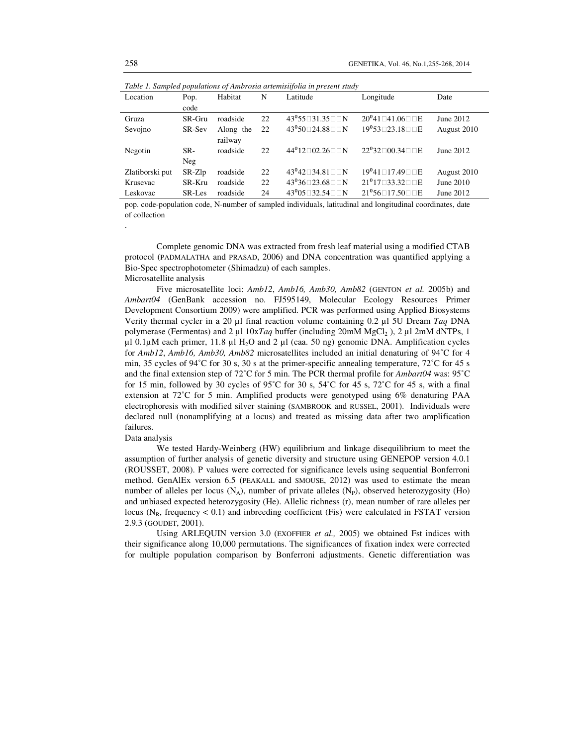*Table 1. Sampled populations of Ambrosia artemisiifolia in present study*

| Location | Pop. code | Habitat | N | Latitude | Longitude | Date |
|---|---|---|---|---|---|---|
| Gruza | SR-Gru | roadside | 22 | 43°55′31.35″N | 20°41′41.06″E | June 2012 |
| Sevojno | SR-Sev | Along the railway | 22 | 43°50′24.88″N | 19°53′23.18″E | August 2010 |
| Negotin | SR-Neg | roadside | 22 | 44°12′02.26″N | 22°32′00.34″E | June 2012 |
| Zlatiborski put | SR-Zlp | roadside | 22 | 43°42′34.81″N | 19°41′17.49″E | August 2010 |
| Krusevac | SR-Kru | roadside | 22 | 43°36′23.68″N | 21°17′33.32″E | June 2010 |
| Leskovac | SR-Les | roadside | 24 | 43°05′32.54″N | 21°56′17.50″E | June 2012 |

pop. code-population code, N-number of sampled individuals, latitudinal and longitudinal coordinates, date of collection

.

Complete genomic DNA was extracted from fresh leaf material using a modified CTAB protocol (PADMALATHA and PRASAD, 2006) and DNA concentration was quantified applying a Bio-Spec spectrophotometer (Shimadzu) of each samples.

Microsatellite analysis

Five microsatellite loci: *Amb12*, *Amb16, Amb30, Amb82* (GENTON *et al.* 2005b) and *Ambart04* (GenBank accession no. FJ595149, Molecular Ecology Resources Primer Development Consortium 2009) were amplified. PCR was performed using Applied Biosystems Verity thermal cycler in a 20 µl final reaction volume containing 0.2 µl 5U Dream *Taq* DNA polymerase (Fermentas) and 2 µl 10x*Taq* buffer (including 20mM $MgCl_2$ ), 2 µl 2mM dNTPs, 1 µl 0.1µM each primer, 11.8 µl $H_2O$ and 2 µl (caa. 50 ng) genomic DNA. Amplification cycles for *Amb12*, *Amb16, Amb30, Amb82* microsatellites included an initial denaturing of 94˚C for 4 min, 35 cycles of 94˚C for 30 s, 30 s at the primer-specific annealing temperature, 72˚C for 45 s and the final extension step of 72˚C for 5 min. The PCR thermal profile for *Ambart04* was: 95˚C for 15 min, followed by 30 cycles of 95˚C for 30 s, 54˚C for 45 s, 72˚C for 45 s, with a final extension at 72˚C for 5 min. Amplified products were genotyped using 6% denaturing PAA electrophoresis with modified silver staining (SAMBROOK and RUSSEL, 2001). Individuals were declared null (nonamplifying at a locus) and treated as missing data after two amplification failures.

Data analysis

We tested Hardy-Weinberg (HW) equilibrium and linkage disequilibrium to meet the assumption of further analysis of genetic diversity and structure using GENEPOP version 4.0.1 (ROUSSET, 2008). P values were corrected for significance levels using sequential Bonferroni method. GenAlEx version 6.5 (PEAKALL and SMOUSE, 2012) was used to estimate the mean number of alleles per locus ($N_A$), number of private alleles ($N_P$), observed heterozygosity (Ho) and unbiased expected heterozygosity (He). Allelic richness (r), mean number of rare alleles per locus ($N_R$, frequency < 0.1) and inbreeding coefficient (Fis) were calculated in FSTAT version 2.9.3 (GOUDET, 2001).

Using ARLEQUIN version 3.0 (EXOFFIER *et al.,* 2005) we obtained Fst indices with their significance along 10,000 permutations. The significances of fixation index were corrected for multiple population comparison by Bonferroni adjustments. Genetic differentiation was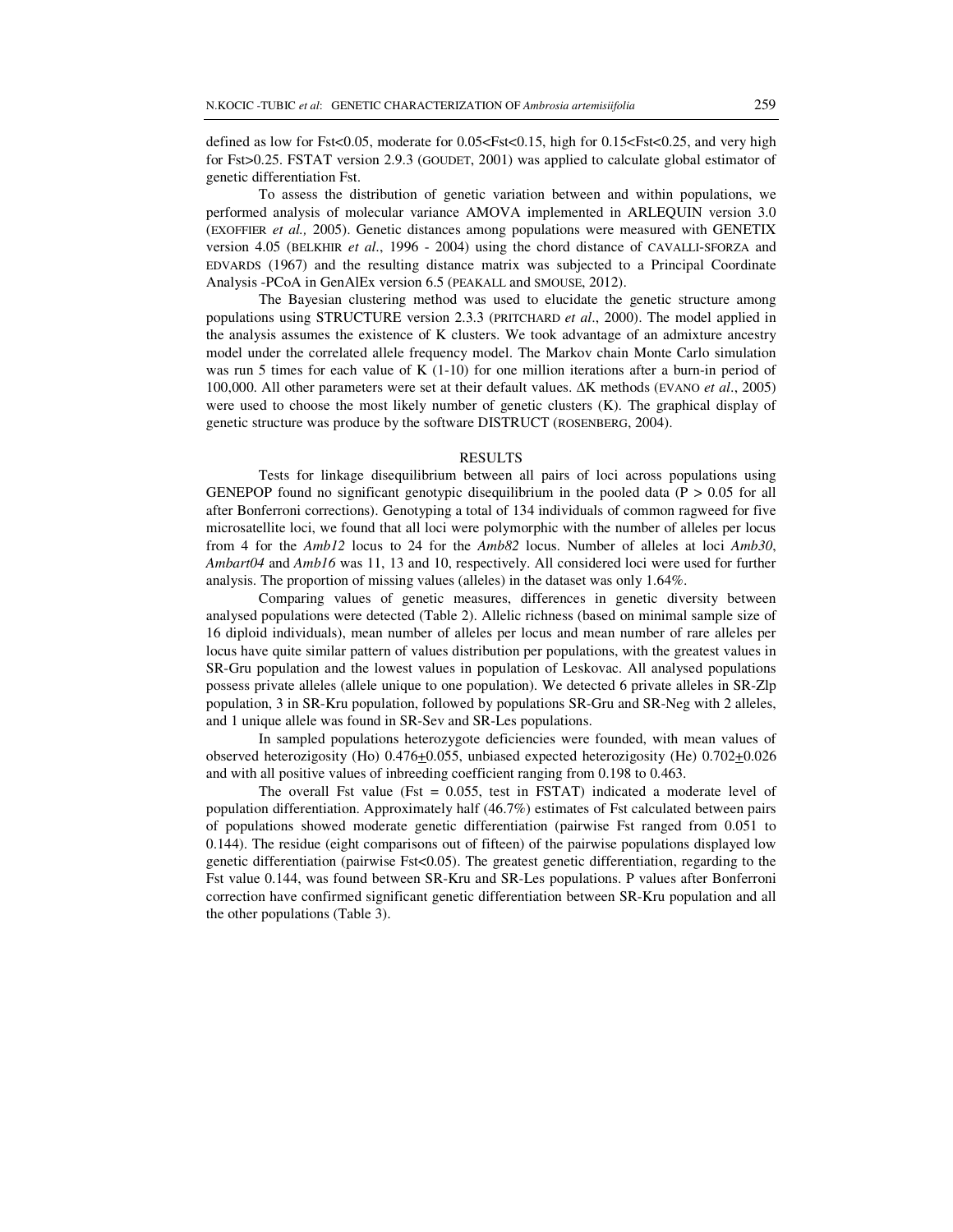defined as low for Fst<0.05, moderate for 0.05<Fst<0.15, high for 0.15<Fst<0.25, and very high for Fst>0.25. FSTAT version 2.9.3 (GOUDET, 2001) was applied to calculate global estimator of genetic differentiation Fst.

To assess the distribution of genetic variation between and within populations, we performed analysis of molecular variance AMOVA implemented in ARLEQUIN version 3.0 (EXOFFIER *et al.,* 2005). Genetic distances among populations were measured with GENETIX version 4.05 (BELKHIR *et al*., 1996 - 2004) using the chord distance of CAVALLI-SFORZA and EDVARDS (1967) and the resulting distance matrix was subjected to a Principal Coordinate Analysis -PCoA in GenAlEx version 6.5 (PEAKALL and SMOUSE, 2012).

The Bayesian clustering method was used to elucidate the genetic structure among populations using STRUCTURE version 2.3.3 (PRITCHARD *et al*., 2000). The model applied in the analysis assumes the existence of K clusters. We took advantage of an admixture ancestry model under the correlated allele frequency model. The Markov chain Monte Carlo simulation was run 5 times for each value of K (1-10) for one million iterations after a burn-in period of 100,000. All other parameters were set at their default values. ΔK methods (EVANO *et al*., 2005) were used to choose the most likely number of genetic clusters (K). The graphical display of genetic structure was produce by the software DISTRUCT (ROSENBERG, 2004).

## RESULTS

Tests for linkage disequilibrium between all pairs of loci across populations using GENEPOP found no significant genotypic disequilibrium in the pooled data ($P > 0.05$ for all after Bonferroni corrections). Genotyping a total of 134 individuals of common ragweed for five microsatellite loci, we found that all loci were polymorphic with the number of alleles per locus from 4 for the *Amb12* locus to 24 for the *Amb82* locus. Number of alleles at loci *Amb30*, *Ambart04* and *Amb16* was 11, 13 and 10, respectively. All considered loci were used for further analysis. The proportion of missing values (alleles) in the dataset was only 1.64%.

Comparing values of genetic measures, differences in genetic diversity between analysed populations were detected (Table 2). Allelic richness (based on minimal sample size of 16 diploid individuals), mean number of alleles per locus and mean number of rare alleles per locus have quite similar pattern of values distribution per populations, with the greatest values in SR-Gru population and the lowest values in population of Leskovac. All analysed populations possess private alleles (allele unique to one population). We detected 6 private alleles in SR-Zlp population, 3 in SR-Kru population, followed by populations SR-Gru and SR-Neg with 2 alleles, and 1 unique allele was found in SR-Sev and SR-Les populations.

In sampled populations heterozygote deficiencies were founded, with mean values of observed heterozigosity (Ho) 0.476±0.055, unbiased expected heterozigosity (He) 0.702±0.026 and with all positive values of inbreeding coefficient ranging from 0.198 to 0.463.

The overall Fst value (Fst = 0.055, test in FSTAT) indicated a moderate level of population differentiation. Approximately half (46.7%) estimates of Fst calculated between pairs of populations showed moderate genetic differentiation (pairwise Fst ranged from 0.051 to 0.144). The residue (eight comparisons out of fifteen) of the pairwise populations displayed low genetic differentiation (pairwise Fst<0.05). The greatest genetic differentiation, regarding to the Fst value 0.144, was found between SR-Kru and SR-Les populations. P values after Bonferroni correction have confirmed significant genetic differentiation between SR-Kru population and all the other populations (Table 3).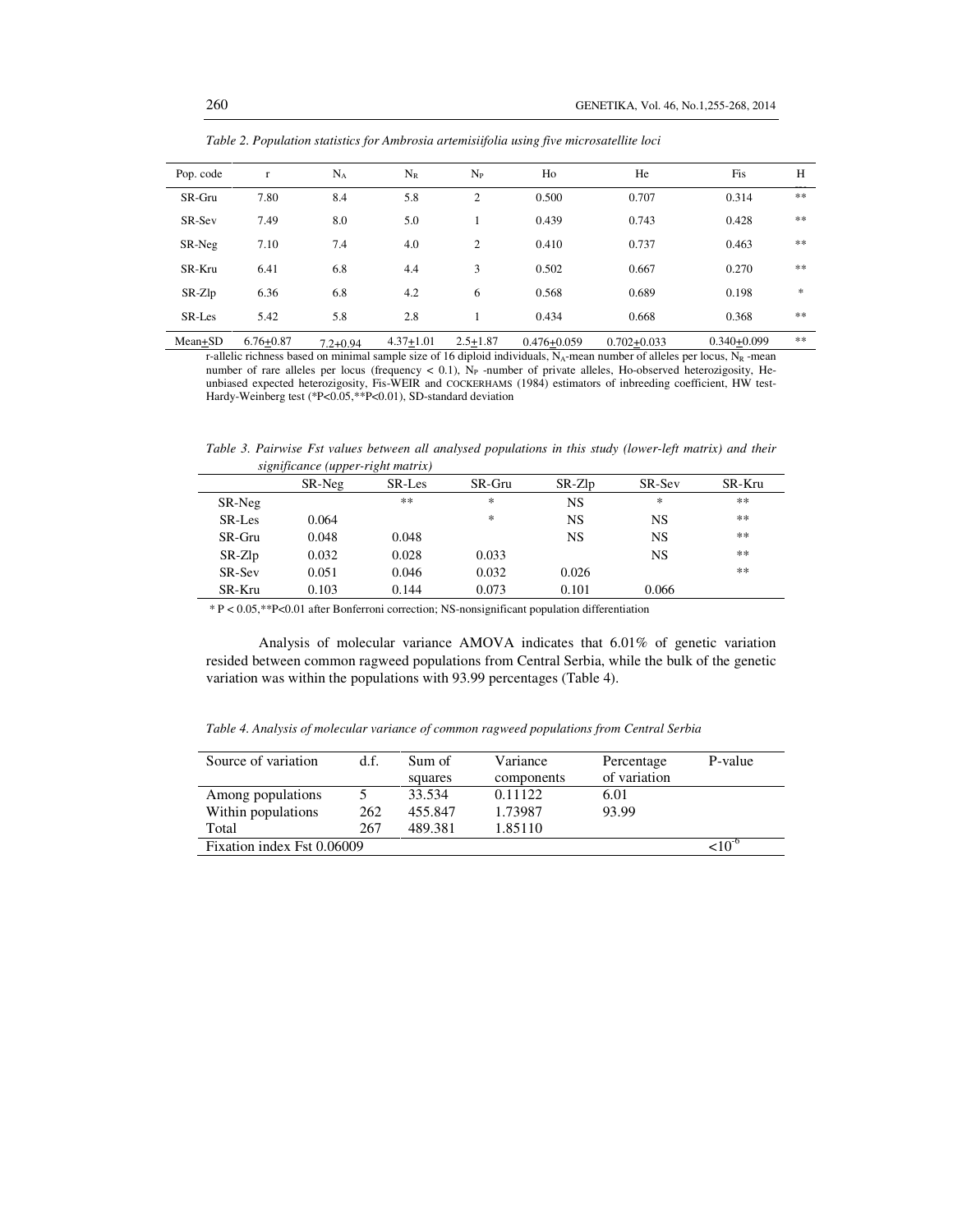*Table 2. Population statistics for Ambrosia artemisiifolia using five microsatellite loci*

| Pop. code | r | $N_A$ | $N_R$ | $N_P$ | Ho | He | Fis | H |
|---|---|---|---|---|---|---|---|---|
| SR-Gru | 7.80 | 8.4 | 5.8 | 2 | 0.500 | 0.707 | 0.314 | ** |
| SR-Sev | 7.49 | 8.0 | 5.0 | 1 | 0.439 | 0.743 | 0.428 | ** |
| SR-Neg | 7.10 | 7.4 | 4.0 | 2 | 0.410 | 0.737 | 0.463 | ** |
| SR-Kru | 6.41 | 6.8 | 4.4 | 3 | 0.502 | 0.667 | 0.270 | ** |
| SR-Zlp | 6.36 | 6.8 | 4.2 | 6 | 0.568 | 0.689 | 0.198 | * |
| SR-Les | 5.42 | 5.8 | 2.8 | 1 | 0.434 | 0.668 | 0.368 | ** |
| Mean±SD | 6.76±0.87 | 7.2±0.94 | 4.37±1.01 | 2.5±1.87 | 0.476±0.059 | 0.702±0.033 | 0.340±0.099 | ** |

r-allelic richness based on minimal sample size of 16 diploid individuals, $N_A$-mean number of alleles per locus, $N_R$ -mean number of rare alleles per locus (frequency < 0.1), $N_P$ -number of private alleles, Ho-observed heterozigosity, He-unbiased expected heterozigosity, Fis-WEIR and COCKERHAMS (1984) estimators of inbreeding coefficient, HW test-Hardy-Weinberg test (*P<0.05,**P<0.01), SD-standard deviation

*Table 3. Pairwise Fst values between all analysed populations in this study (lower-left matrix) and their significance (upper-right matrix)*

| | SR-Neg | SR-Les | SR-Gru | SR-Zlp | SR-Sev | SR-Kru |
|---|---|---|---|---|---|---|
| SR-Neg | | ** | * | NS | * | ** |
| SR-Les | 0.064 | | * | NS | NS | ** |
| SR-Gru | 0.048 | 0.048 | | NS | NS | ** |
| SR-Zlp | 0.032 | 0.028 | 0.033 | | NS | ** |
| SR-Sev | 0.051 | 0.046 | 0.032 | 0.026 | | ** |
| SR-Kru | 0.103 | 0.144 | 0.073 | 0.101 | 0.066 | |

* P < 0.05,**P<0.01 after Bonferroni correction; NS-nonsignificant population differentiation

Analysis of molecular variance AMOVA indicates that 6.01% of genetic variation resided between common ragweed populations from Central Serbia, while the bulk of the genetic variation was within the populations with 93.99 percentages (Table 4).

*Table 4. Analysis of molecular variance of common ragweed populations from Central Serbia*

| Source of variation | d.f. | Sum of squares | Variance components | Percentage of variation | P-value |
|---|---|---|---|---|---|
| Among populations | 5 | 33.534 | 0.11122 | 6.01 | |
| Within populations | 262 | 455.847 | 1.73987 | 93.99 | |
| Total | 267 | 489.381 | 1.85110 | | |
| Fixation index Fst 0.06009 | | | | | $<10^{-6}$ |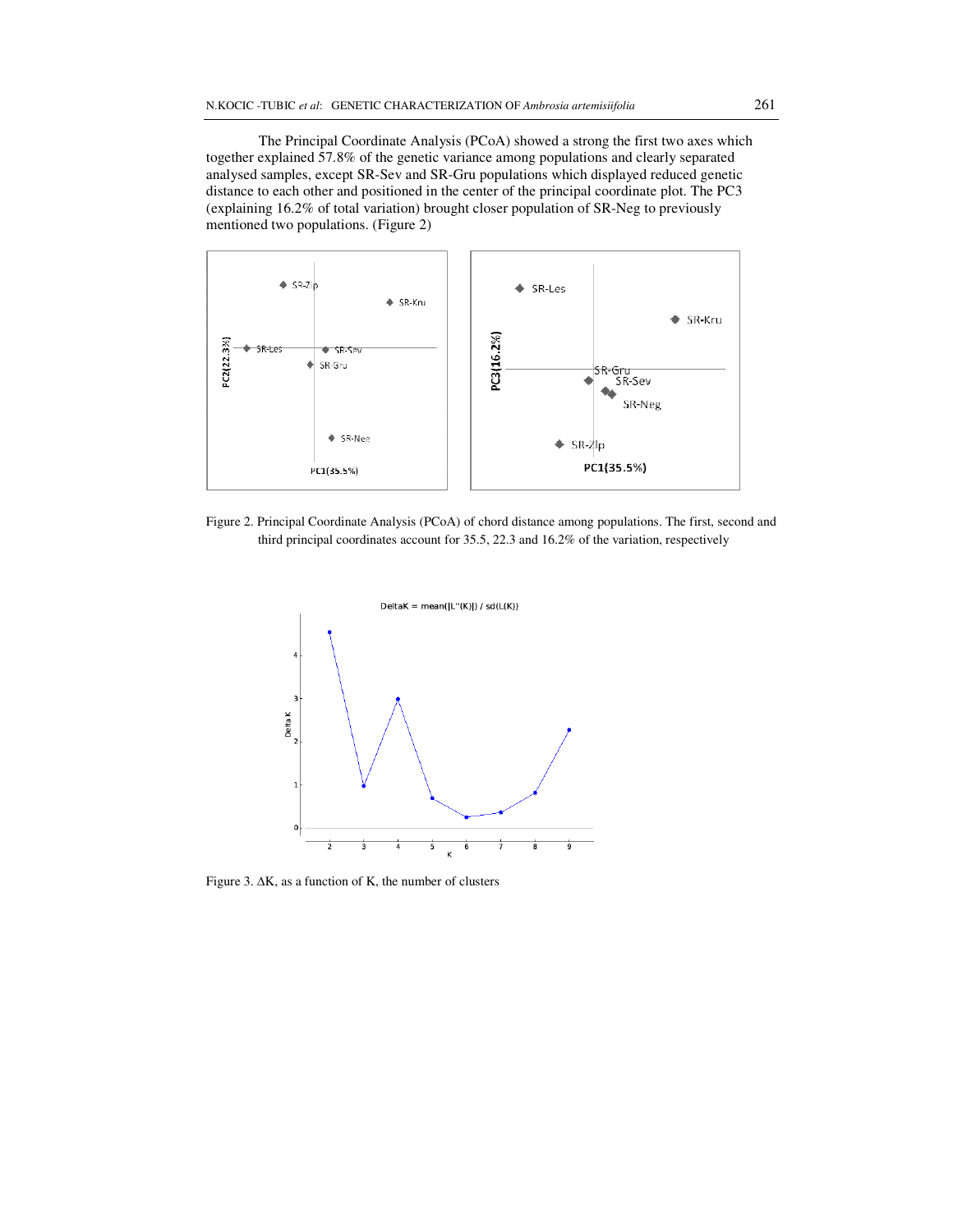The Principal Coordinate Analysis (PCoA) showed a strong the first two axes which together explained 57.8% of the genetic variance among populations and clearly separated analysed samples, except SR-Sev and SR-Gru populations which displayed reduced genetic distance to each other and positioned in the center of the principal coordinate plot. The PC3 (explaining 16.2% of total variation) brought closer population of SR-Neg to previously mentioned two populations. (Figure 2)

Figure 2. Principal Coordinate Analysis (PCoA) of chord distance among populations. The first, second and third principal coordinates account for 35.5, 22.3 and 16.2% of the variation, respectively

Figure 3. ΔK, as a function of K, the number of clusters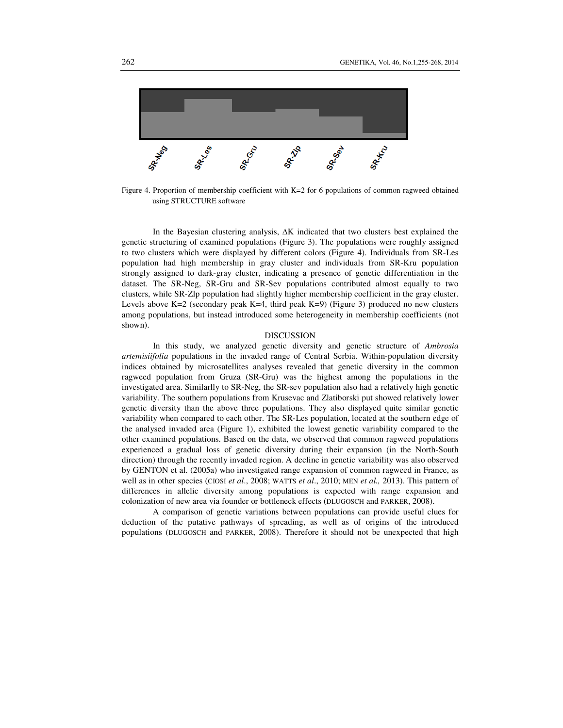SR-Neg SR-Les SR-Gru SR-Zlp SR-Sev SR-Kru

Figure 4. Proportion of membership coefficient with K=2 for 6 populations of common ragweed obtained using STRUCTURE software

In the Bayesian clustering analysis, ΔK indicated that two clusters best explained the genetic structuring of examined populations (Figure 3). The populations were roughly assigned to two clusters which were displayed by different colors (Figure 4). Individuals from SR-Les population had high membership in gray cluster and individuals from SR-Kru population strongly assigned to dark-gray cluster, indicating a presence of genetic differentiation in the dataset. The SR-Neg, SR-Gru and SR-Sev populations contributed almost equally to two clusters, while SR-Zlp population had slightly higher membership coefficient in the gray cluster. Levels above K=2 (secondary peak K=4, third peak K=9) (Figure 3) produced no new clusters among populations, but instead introduced some heterogeneity in membership coefficients (not shown).

## DISCUSSION

In this study, we analyzed genetic diversity and genetic structure of *Ambrosia artemisiifolia* populations in the invaded range of Central Serbia. Within-population diversity indices obtained by microsatellites analyses revealed that genetic diversity in the common ragweed population from Gruza (SR-Gru) was the highest among the populations in the investigated area. Similarlly to SR-Neg, the SR-sev population also had a relatively high genetic variability. The southern populations from Krusevac and Zlatiborski put showed relatively lower genetic diversity than the above three populations. They also displayed quite similar genetic variability when compared to each other. The SR-Les population, located at the southern edge of the analysed invaded area (Figure 1), exhibited the lowest genetic variability compared to the other examined populations. Based on the data, we observed that common ragweed populations experienced a gradual loss of genetic diversity during their expansion (in the North-South direction) through the recently invaded region. A decline in genetic variability was also observed by GENTON et al. (2005a) who investigated range expansion of common ragweed in France, as well as in other species (CIOSI *et al*., 2008; WATTS *et al*., 2010; MEN *et al.,* 2013). This pattern of differences in allelic diversity among populations is expected with range expansion and colonization of new area via founder or bottleneck effects (DLUGOSCH and PARKER, 2008).

A comparison of genetic variations between populations can provide useful clues for deduction of the putative pathways of spreading, as well as of origins of the introduced populations (DLUGOSCH and PARKER, 2008). Therefore it should not be unexpected that high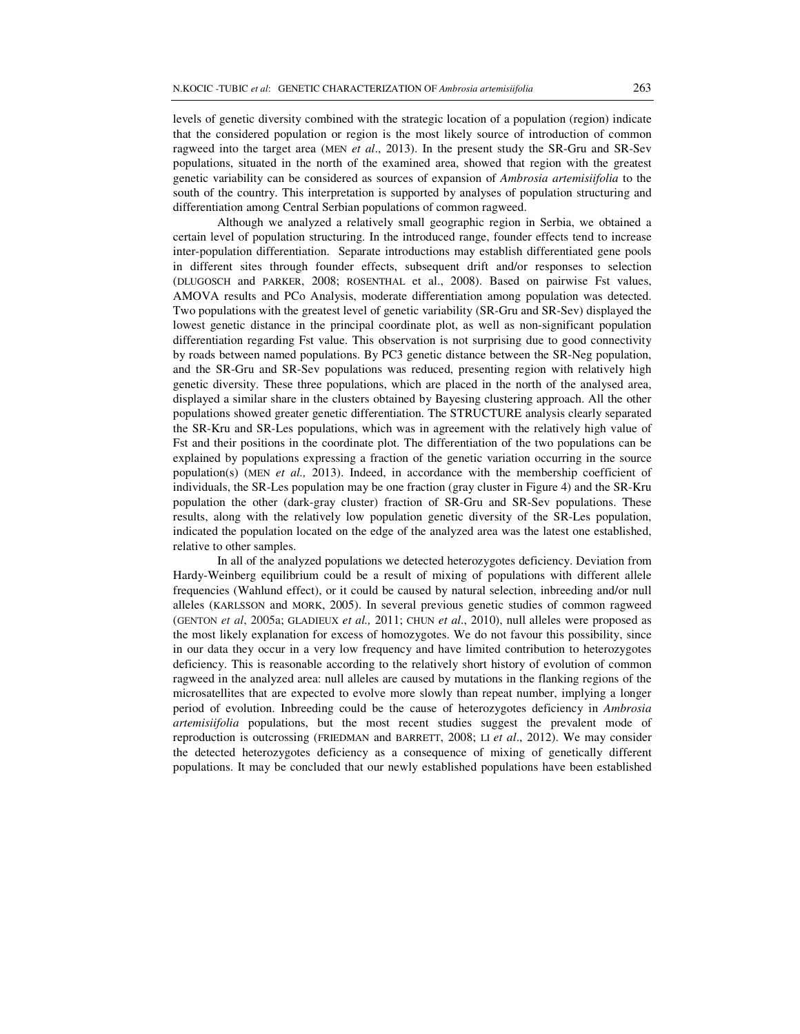levels of genetic diversity combined with the strategic location of a population (region) indicate that the considered population or region is the most likely source of introduction of common ragweed into the target area (MEN *et al*., 2013). In the present study the SR-Gru and SR-Sev populations, situated in the north of the examined area, showed that region with the greatest genetic variability can be considered as sources of expansion of *Ambrosia artemisiifolia* to the south of the country. This interpretation is supported by analyses of population structuring and differentiation among Central Serbian populations of common ragweed.

Although we analyzed a relatively small geographic region in Serbia, we obtained a certain level of population structuring. In the introduced range, founder effects tend to increase inter-population differentiation. Separate introductions may establish differentiated gene pools in different sites through founder effects, subsequent drift and/or responses to selection (DLUGOSCH and PARKER, 2008; ROSENTHAL et al., 2008). Based on pairwise Fst values, AMOVA results and PCo Analysis, moderate differentiation among population was detected. Two populations with the greatest level of genetic variability (SR-Gru and SR-Sev) displayed the lowest genetic distance in the principal coordinate plot, as well as non-significant population differentiation regarding Fst value. This observation is not surprising due to good connectivity by roads between named populations. By PC3 genetic distance between the SR-Neg population, and the SR-Gru and SR-Sev populations was reduced, presenting region with relatively high genetic diversity. These three populations, which are placed in the north of the analysed area, displayed a similar share in the clusters obtained by Bayesing clustering approach. All the other populations showed greater genetic differentiation. The STRUCTURE analysis clearly separated the SR-Kru and SR-Les populations, which was in agreement with the relatively high value of Fst and their positions in the coordinate plot. The differentiation of the two populations can be explained by populations expressing a fraction of the genetic variation occurring in the source population(s) (MEN *et al.,* 2013). Indeed, in accordance with the membership coefficient of individuals, the SR-Les population may be one fraction (gray cluster in Figure 4) and the SR-Kru population the other (dark-gray cluster) fraction of SR-Gru and SR-Sev populations. These results, along with the relatively low population genetic diversity of the SR-Les population, indicated the population located on the edge of the analyzed area was the latest one established, relative to other samples.

In all of the analyzed populations we detected heterozygotes deficiency. Deviation from Hardy-Weinberg equilibrium could be a result of mixing of populations with different allele frequencies (Wahlund effect), or it could be caused by natural selection, inbreeding and/or null alleles (KARLSSON and MORK, 2005). In several previous genetic studies of common ragweed (GENTON *et al*, 2005a; GLADIEUX *et al.,* 2011; CHUN *et al*., 2010), null alleles were proposed as the most likely explanation for excess of homozygotes. We do not favour this possibility, since in our data they occur in a very low frequency and have limited contribution to heterozygotes deficiency. This is reasonable according to the relatively short history of evolution of common ragweed in the analyzed area: null alleles are caused by mutations in the flanking regions of the microsatellites that are expected to evolve more slowly than repeat number, implying a longer period of evolution. Inbreeding could be the cause of heterozygotes deficiency in *Ambrosia artemisiifolia* populations, but the most recent studies suggest the prevalent mode of reproduction is outcrossing (FRIEDMAN and BARRETT, 2008; LI *et al*., 2012). We may consider the detected heterozygotes deficiency as a consequence of mixing of genetically different populations. It may be concluded that our newly established populations have been established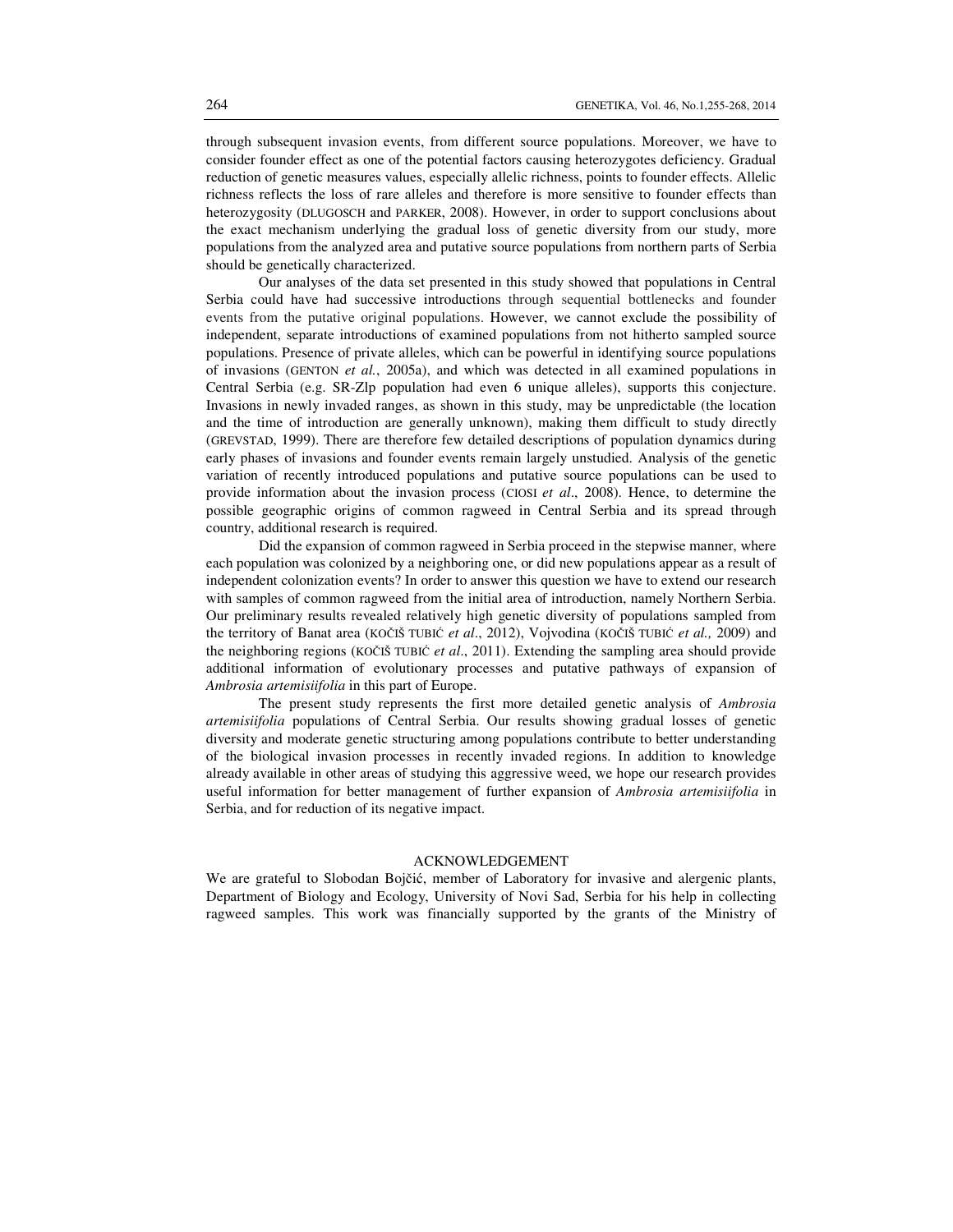through subsequent invasion events, from different source populations. Moreover, we have to consider founder effect as one of the potential factors causing heterozygotes deficiency. Gradual reduction of genetic measures values, especially allelic richness, points to founder effects. Allelic richness reflects the loss of rare alleles and therefore is more sensitive to founder effects than heterozygosity (DLUGOSCH and PARKER, 2008). However, in order to support conclusions about the exact mechanism underlying the gradual loss of genetic diversity from our study, more populations from the analyzed area and putative source populations from northern parts of Serbia should be genetically characterized.

Our analyses of the data set presented in this study showed that populations in Central Serbia could have had successive introductions through sequential bottlenecks and founder events from the putative original populations. However, we cannot exclude the possibility of independent, separate introductions of examined populations from not hitherto sampled source populations. Presence of private alleles, which can be powerful in identifying source populations of invasions (GENTON *et al.*, 2005a), and which was detected in all examined populations in Central Serbia (e.g. SR-Zlp population had even 6 unique alleles), supports this conjecture. Invasions in newly invaded ranges, as shown in this study, may be unpredictable (the location and the time of introduction are generally unknown), making them difficult to study directly (GREVSTAD, 1999). There are therefore few detailed descriptions of population dynamics during early phases of invasions and founder events remain largely unstudied. Analysis of the genetic variation of recently introduced populations and putative source populations can be used to provide information about the invasion process (CIOSI *et al*., 2008). Hence, to determine the possible geographic origins of common ragweed in Central Serbia and its spread through country, additional research is required.

Did the expansion of common ragweed in Serbia proceed in the stepwise manner, where each population was colonized by a neighboring one, or did new populations appear as a result of independent colonization events? In order to answer this question we have to extend our research with samples of common ragweed from the initial area of introduction, namely Northern Serbia. Our preliminary results revealed relatively high genetic diversity of populations sampled from the territory of Banat area (KOČIŠ TUBIĆ *et al*., 2012), Vojvodina (KOČIŠ TUBIĆ *et al.,* 2009) and the neighboring regions (KOČIŠ TUBIĆ *et al*., 2011). Extending the sampling area should provide additional information of evolutionary processes and putative pathways of expansion of *Ambrosia artemisiifolia* in this part of Europe.

The present study represents the first more detailed genetic analysis of *Ambrosia artemisiifolia* populations of Central Serbia. Our results showing gradual losses of genetic diversity and moderate genetic structuring among populations contribute to better understanding of the biological invasion processes in recently invaded regions. In addition to knowledge already available in other areas of studying this aggressive weed, we hope our research provides useful information for better management of further expansion of *Ambrosia artemisiifolia* in Serbia, and for reduction of its negative impact.

## ACKNOWLEDGEMENT

We are grateful to Slobodan Bojčić, member of Laboratory for invasive and alergenic plants, Department of Biology and Ecology, University of Novi Sad, Serbia for his help in collecting ragweed samples. This work was financially supported by the grants of the Ministry of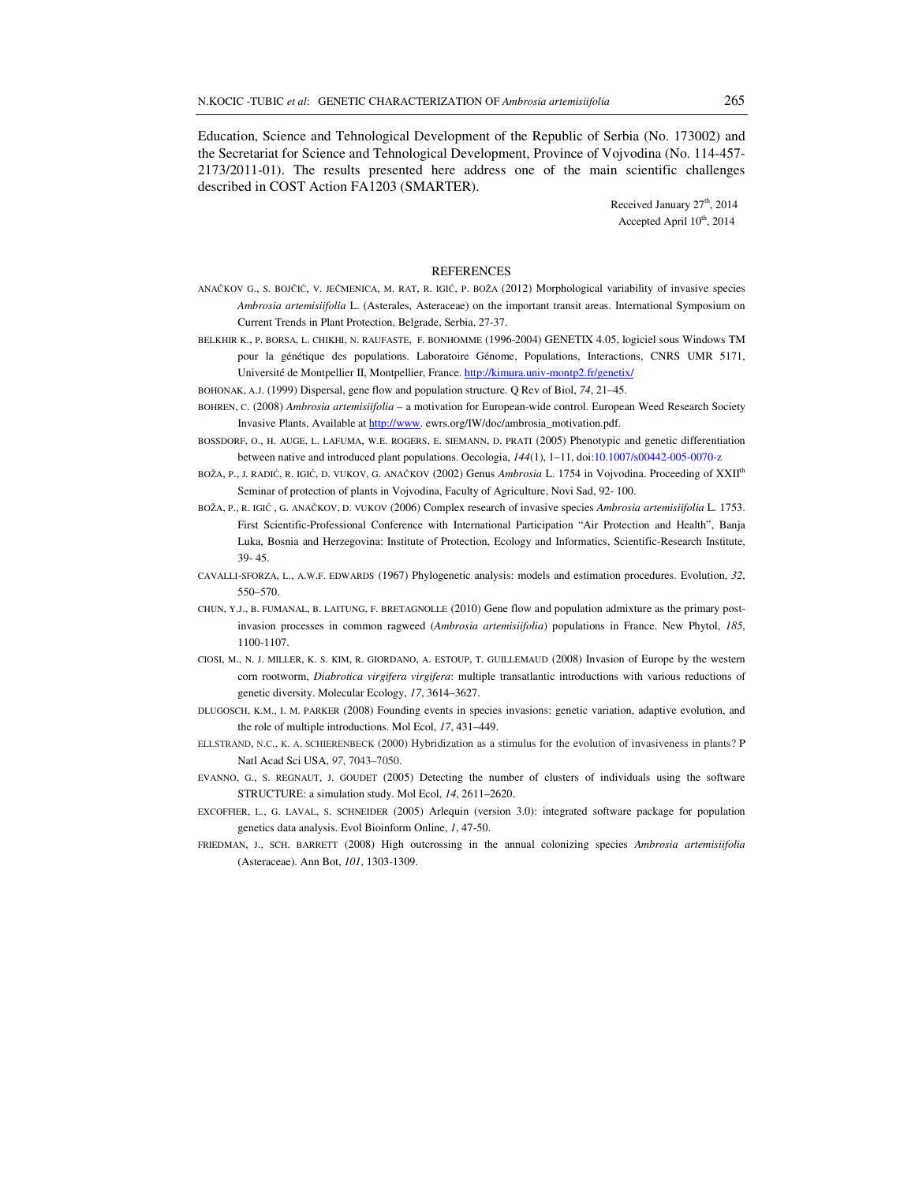Education, Science and Tehnological Development of the Republic of Serbia (No. 173002) and the Secretariat for Science and Tehnological Development, Province of Vojvodina (No. 114-457-2173/2011-01). The results presented here address one of the main scientific challenges described in COST Action FA1203 (SMARTER).

Received January 27th, 2014
Accepted April 10th, 2014

## REFERENCES

ANAČKOV G., S. BOJČIĆ, V. JEČMENICA, M. RAT, R. IGIĆ, P. BOŽA (2012) Morphological variability of invasive species *Ambrosia artemisiifolia* L. (Asterales, Asteraceae) on the important transit areas. International Symposium on Current Trends in Plant Protection, Belgrade, Serbia, 27-37.

BELKHIR K., P. BORSA, L. CHIKHI, N. RAUFASTE, F. BONHOMME (1996-2004) GENETIX 4.05, logiciel sous Windows TM pour la génétique des populations. Laboratoire Génome, Populations, Interactions, CNRS UMR 5171, Université de Montpellier II, Montpellier, France. http://kimura.univ-montp2.fr/genetix/

BOHONAK, A.J. (1999) Dispersal, gene flow and population structure. Q Rev of Biol, *74*, 21–45.

BOHREN, C. (2008) *Ambrosia artemisiifolia* – a motivation for European-wide control. European Weed Research Society Invasive Plants, Available at http://www. ewrs.org/IW/doc/ambrosia_motivation.pdf.

BOSSDORF, O., H. AUGE, L. LAFUMA, W.E. ROGERS, E. SIEMANN, D. PRATI (2005) Phenotypic and genetic differentiation between native and introduced plant populations. Oecologia, *144*(1), 1–11, doi:10.1007/s00442-005-0070-z

BOŽA, P., J. RADIĆ, R. IGIĆ, D. VUKOV, G. ANAČKOV (2002) Genus *Ambrosia* L. 1754 in Vojvodina. Proceeding of XXIIth Seminar of protection of plants in Vojvodina, Faculty of Agriculture, Novi Sad, 92- 100.

BOŽA, P., R. IGIĆ , G. ANAČKOV, D. VUKOV (2006) Complex research of invasive species *Ambrosia artemisiifolia* L. 1753. First Scientific-Professional Conference with International Participation "Air Protection and Health", Banja Luka, Bosnia and Herzegovina: Institute of Protection, Ecology and Informatics, Scientific-Research Institute, 39- 45.

CAVALLI-SFORZA, L., A.W.F. EDWARDS (1967) Phylogenetic analysis: models and estimation procedures. Evolution, *32*, 550–570.

CHUN, Y.J., B. FUMANAL, B. LAITUNG, F. BRETAGNOLLE (2010) Gene flow and population admixture as the primary post-invasion processes in common ragweed (*Ambrosia artemisiifolia*) populations in France. New Phytol, *185*, 1100-1107.

CIOSI, M., N. J. MILLER, K. S. KIM, R. GIORDANO, A. ESTOUP, T. GUILLEMAUD (2008) Invasion of Europe by the western corn rootworm, *Diabrotica virgifera virgifera*: multiple transatlantic introductions with various reductions of genetic diversity. Molecular Ecology, *17*, 3614–3627.

DLUGOSCH, K.M., I. M. PARKER (2008) Founding events in species invasions: genetic variation, adaptive evolution, and the role of multiple introductions. Mol Ecol, *17*, 431–449.

ELLSTRAND, N.C., K. A. SCHIERENBECK (2000) Hybridization as a stimulus for the evolution of invasiveness in plants? P Natl Acad Sci USA, *97*, 7043–7050.

EVANNO, G., S. REGNAUT, J. GOUDET (2005) Detecting the number of clusters of individuals using the software STRUCTURE: a simulation study. Mol Ecol, *14*, 2611–2620.

EXCOFFIER, L., G. LAVAL, S. SCHNEIDER (2005) Arlequin (version 3.0): integrated software package for population genetics data analysis. Evol Bioinform Online, *1*, 47-50.

FRIEDMAN, J., SCH. BARRETT (2008) High outcrossing in the annual colonizing species *Ambrosia artemisiifolia* (Asteraceae). Ann Bot, *101*, 1303-1309.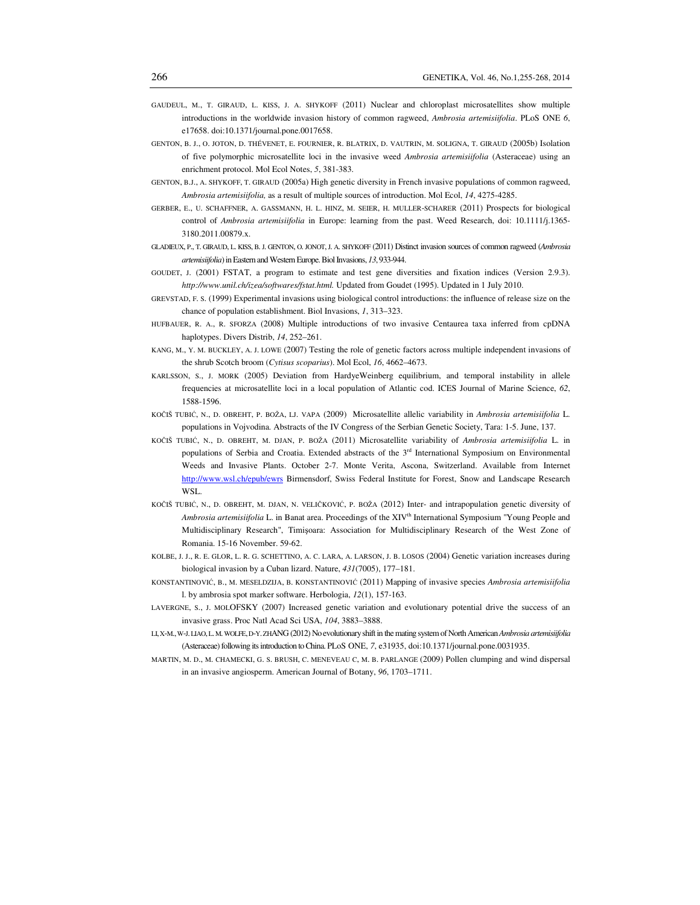GAUDEUL, M., T. GIRAUD, L. KISS, J. A. SHYKOFF (2011) Nuclear and chloroplast microsatellites show multiple introductions in the worldwide invasion history of common ragweed, *Ambrosia artemisiifolia*. PLoS ONE *6*, e17658. doi:10.1371/journal.pone.0017658.

GENTON, B. J., O. JOTON, D. THÉVENET, E. FOURNIER, R. BLATRIX, D. VAUTRIN, M. SOLIGNA, T. GIRAUD (2005b) Isolation of five polymorphic microsatellite loci in the invasive weed *Ambrosia artemisiifolia* (Asteraceae) using an enrichment protocol. Mol Ecol Notes, *5*, 381-383.

GENTON, B.J., A. SHYKOFF, T. GIRAUD (2005a) High genetic diversity in French invasive populations of common ragweed, *Ambrosia artemisiifolia,* as a result of multiple sources of introduction. Mol Ecol, *14*, 4275-4285.

GERBER, E., U. SCHAFFNER, A. GASSMANN, H. L. HINZ, M. SEIER, H. MULLER-SCHARER (2011) Prospects for biological control of *Ambrosia artemisiifolia* in Europe: learning from the past. Weed Research, doi: 10.1111/j.1365-3180.2011.00879.x.

GLADIEUX, P., T. GIRAUD, L. KISS, B. J. GENTON, O. JONOT, J. A. SHYKOFF (2011) Distinct invasion sources of common ragweed (*Ambrosia artemisiifolia*) in Eastern and Western Europe. Biol Invasions, *13*, 933-944.

GOUDET, J. (2001) FSTAT, a program to estimate and test gene diversities and fixation indices (Version 2.9.3). *http://www.unil.ch/izea/softwares/fstat.html.* Updated from Goudet (1995). Updated in 1 July 2010.

GREVSTAD, F. S. (1999) Experimental invasions using biological control introductions: the influence of release size on the chance of population establishment. Biol Invasions, *1*, 313–323.

HUFBAUER, R. A., R. SFORZA (2008) Multiple introductions of two invasive Centaurea taxa inferred from cpDNA haplotypes. Divers Distrib, *14*, 252–261.

KANG, M., Y. M. BUCKLEY, A. J. LOWE (2007) Testing the role of genetic factors across multiple independent invasions of the shrub Scotch broom (*Cytisus scoparius*). Mol Ecol, *16*, 4662–4673.

KARLSSON, S., J. MORK (2005) Deviation from HardyeWeinberg equilibrium, and temporal instability in allele frequencies at microsatellite loci in a local population of Atlantic cod. ICES Journal of Marine Science, *62*, 1588-1596.

KOČIŠ TUBIĆ, N., D. OBREHT, P. BOŽA, LJ. VAPA (2009) Microsatellite allelic variability in *Ambrosia artemisiifolia* L. populations in Vojvodina. Abstracts of the IV Congress of the Serbian Genetic Society, Tara: 1-5. June, 137.

KOČIŠ TUBIĆ, N., D. OBREHT, M. DJAN, P. BOŽA (2011) Microsatellite variability of *Ambrosia artemisiifolia* L. in populations of Serbia and Croatia. Extended abstracts of the 3rd International Symposium on Environmental Weeds and Invasive Plants. October 2-7. Monte Verita, Ascona, Switzerland. Available from Internet http://www.wsl.ch/epub/ewrs Birmensdorf, Swiss Federal Institute for Forest, Snow and Landscape Research WSL.

KOČIŠ TUBIĆ, N., D. OBREHT, M. DJAN, N. VELIČKOVIĆ, P. BOŽA (2012) Inter- and intrapopulation genetic diversity of *Ambrosia artemisiifolia* L. in Banat area. Proceedings of the XIVth International Symposium "Young People and Multidisciplinary Research", Timişoara: Association for Multidisciplinary Research of the West Zone of Romania. 15-16 November. 59-62.

KOLBE, J. J., R. E. GLOR, L. R. G. SCHETTINO, A. C. LARA, A. LARSON, J. B. LOSOS (2004) Genetic variation increases during biological invasion by a Cuban lizard. Nature, *431*(7005), 177–181.

KONSTANTINOVIĆ, B., M. MESELDZIJA, B. KONSTANTINOVIĆ (2011) Mapping of invasive species *Ambrosia artemisiifolia* l. by ambrosia spot marker software. Herbologia, *12*(1), 157-163.

LAVERGNE, S., J. MOLOFSKY (2007) Increased genetic variation and evolutionary potential drive the success of an invasive grass. Proc Natl Acad Sci USA, *104*, 3883–3888.

LI, X-M., W-J. LIAO, L. M. WOLFE, D-Y. ZHANG (2012) No evolutionary shift in the mating system of North American *Ambrosia artemisiifolia* (Asteraceae) following its introduction to China. PLoS ONE, *7*, e31935, doi:10.1371/journal.pone.0031935.

MARTIN, M. D., M. CHAMECKI, G. S. BRUSH, C. MENEVEAU C, M. B. PARLANGE (2009) Pollen clumping and wind dispersal in an invasive angiosperm. American Journal of Botany, *96*, 1703–1711.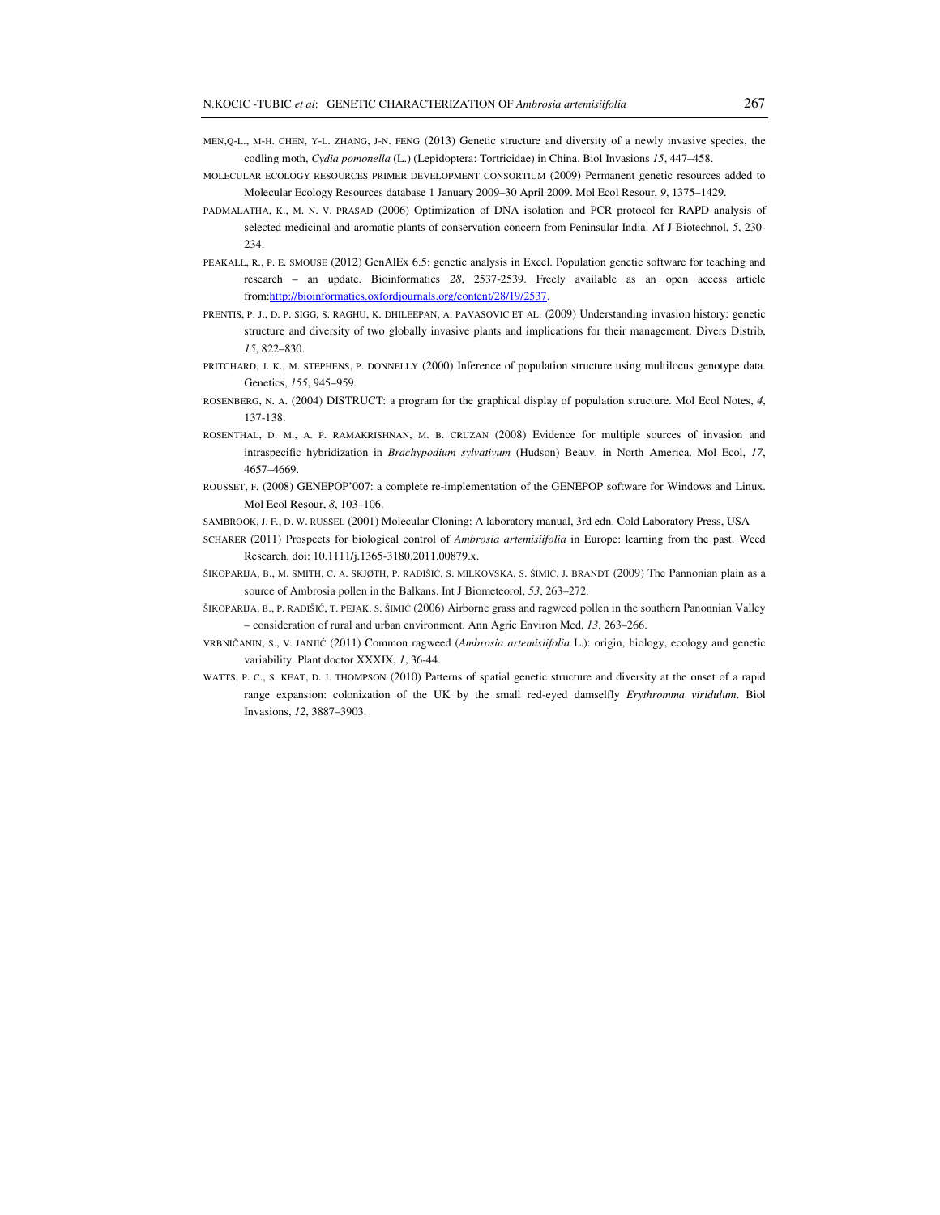MEN,Q-L., M-H. CHEN, Y-L. ZHANG, J-N. FENG (2013) Genetic structure and diversity of a newly invasive species, the codling moth, *Cydia pomonella* (L.) (Lepidoptera: Tortricidae) in China. Biol Invasions *15*, 447–458.

MOLECULAR ECOLOGY RESOURCES PRIMER DEVELOPMENT CONSORTIUM (2009) Permanent genetic resources added to Molecular Ecology Resources database 1 January 2009–30 April 2009. Mol Ecol Resour, *9*, 1375–1429.

PADMALATHA, K., M. N. V. PRASAD (2006) Optimization of DNA isolation and PCR protocol for RAPD analysis of selected medicinal and aromatic plants of conservation concern from Peninsular India. Af J Biotechnol, *5*, 230-234.

PEAKALL, R., P. E. SMOUSE (2012) GenAlEx 6.5: genetic analysis in Excel. Population genetic software for teaching and research – an update. Bioinformatics *28*, 2537-2539. Freely available as an open access article from:http://bioinformatics.oxfordjournals.org/content/28/19/2537.

PRENTIS, P. J., D. P. SIGG, S. RAGHU, K. DHILEEPAN, A. PAVASOVIC ET AL. (2009) Understanding invasion history: genetic structure and diversity of two globally invasive plants and implications for their management. Divers Distrib, *15*, 822–830.

PRITCHARD, J. K., M. STEPHENS, P. DONNELLY (2000) Inference of population structure using multilocus genotype data. Genetics, *155*, 945–959.

ROSENBERG, N. A. (2004) DISTRUCT: a program for the graphical display of population structure. Mol Ecol Notes, *4*, 137-138.

ROSENTHAL, D. M., A. P. RAMAKRISHNAN, M. B. CRUZAN (2008) Evidence for multiple sources of invasion and intraspecific hybridization in *Brachypodium sylvativum* (Hudson) Beauv. in North America. Mol Ecol, *17*, 4657–4669.

ROUSSET, F. (2008) GENEPOP'007: a complete re-implementation of the GENEPOP software for Windows and Linux. Mol Ecol Resour, *8*, 103–106.

SAMBROOK, J. F., D. W. RUSSEL (2001) Molecular Cloning: A laboratory manual, 3rd edn. Cold Laboratory Press, USA

SCHARER (2011) Prospects for biological control of *Ambrosia artemisiifolia* in Europe: learning from the past. Weed Research, doi: 10.1111/j.1365-3180.2011.00879.x.

ŠIKOPARIJA, B., M. SMITH, C. A. SKJØTH, P. RADIŠIĆ, S. MILKOVSKA, S. ŠIMIĆ, J. BRANDT (2009) The Pannonian plain as a source of Ambrosia pollen in the Balkans. Int J Biometeorol, *53*, 263–272.

ŠIKOPARIJA, B., P. RADIŠIĆ, T. PEJAK, S. ŠIMIĆ (2006) Airborne grass and ragweed pollen in the southern Panonnian Valley – consideration of rural and urban environment. Ann Agric Environ Med, *13*, 263–266.

VRBNIČANIN, S., V. JANJIĆ (2011) Common ragweed (*Ambrosia artemisiifolia* L.): origin, biology, ecology and genetic variability. Plant doctor XXXIX, *1*, 36-44.

WATTS, P. C., S. KEAT, D. J. THOMPSON (2010) Patterns of spatial genetic structure and diversity at the onset of a rapid range expansion: colonization of the UK by the small red-eyed damselfly *Erythromma viridulum*. Biol Invasions, *12*, 3887–3903.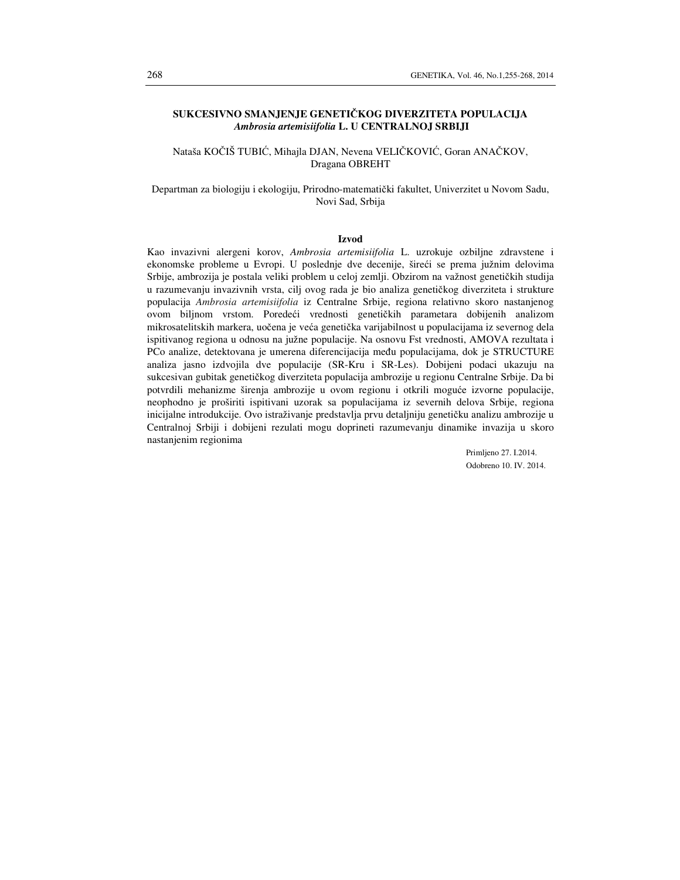## SUKCESIVNO SMANJENJE GENETIČKOG DIVERZITETA POPULACIJA *Ambrosia artemisiifolia* L. U CENTRALNOJ SRBIJI

Nataša KOČIŠ TUBIĆ, Mihajla DJAN, Nevena VELIČKOVIĆ, Goran ANAČKOV, Dragana OBREHT

Departman za biologiju i ekologiju, Prirodno-matematički fakultet, Univerzitet u Novom Sadu, Novi Sad, Srbija

### Izvod

Kao invazivni alergeni korov, *Ambrosia artemisiifolia* L. uzrokuje ozbiljne zdravstvene i ekonomske probleme u Evropi. U poslednje dve decenije, šireći se prema južnim delovima Srbije, ambrozija je postala veliki problem u celoj zemlji. Obzirom na važnost genetičkih studija u razumevanju invazivnih vrsta, cilj ovog rada je bio analiza genetičkog diverziteta i strukture populacija *Ambrosia artemisiifolia* iz Centralne Srbije, regiona relativno skoro nastanjenog ovom biljnom vrstom. Poredeći vrednosti genetičkih parametara dobijenih analizom mikrosatelitskih markera, uočena je veća genetička varijabilnost u populacijama iz severnog dela ispitivanog regiona u odnosu na južne populacije. Na osnovu Fst vrednosti, AMOVA rezultata i PCo analize, detektovana je umerena diferencijacija među populacijama, dok je STRUCTURE analiza jasno izdvojila dve populacije (SR-Kru i SR-Les). Dobijeni podaci ukazuju na sukcesivan gubitak genetičkog diverziteta populacija ambrozije u regionu Centralne Srbije. Da bi potvrdili mehanizme širenja ambrozije u ovom regionu i otkrili moguće izvorne populacije, neophodno je proširiti ispitivani uzorak sa populacijama iz severnih delova Srbije, regiona inicijalne introdukcije. Ovo istraživanje predstavlja prvu detaljniju genetičku analizu ambrozije u Centralnoj Srbiji i dobijeni rezulati mogu doprineti razumevanju dinamike invazija u skoro nastanjenim regionima

Primljeno 27. I.2014.
Odobreno 10. IV. 2014.